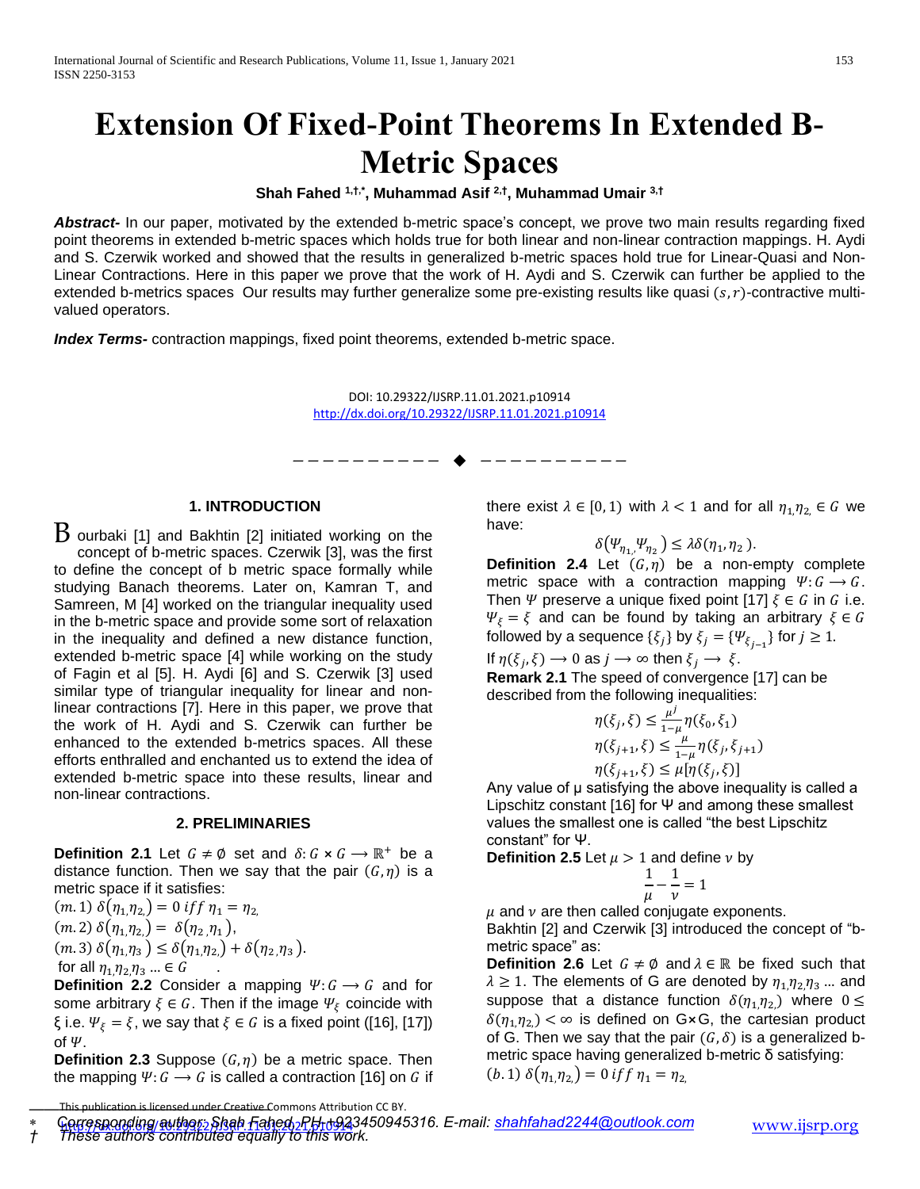# Extension Of Fixed-Point Theorems In Extended B-Metric Spaces

**Shah Fahed [1,†,*], Muhammad Asif [2,†], Muhammad Umair [3,†]**

***Abstract-*** In our paper, motivated by the extended b-metric space's concept, we prove two main results regarding fixed point theorems in extended b-metric spaces which holds true for both linear and non-linear contraction mappings. H. Aydi and S. Czerwik worked and showed that the results in generalized b-metric spaces hold true for Linear-Quasi and Non-Linear Contractions. Here in this paper we prove that the work of H. Aydi and S. Czerwik can further be applied to the extended b-metrics spaces Our results may further generalize some pre-existing results like quasi $(s, r)$-contractive multi-valued operators.

***Index Terms-*** contraction mappings, fixed point theorems, extended b-metric space.

DOI: 10.29322/IJSRP.11.01.2021.p10914
http://dx.doi.org/10.29322/IJSRP.11.01.2021.p10914

## 1. INTRODUCTION

Bourbaki [1] and Bakhtin [2] initiated working on the concept of b-metric spaces. Czerwik [3], was the first to define the concept of b metric space formally while studying Banach theorems. Later on, Kamran T, and Samreen, M [4] worked on the triangular inequality used in the b-metric space and provide some sort of relaxation in the inequality and defined a new distance function, extended b-metric space [4] while working on the study of Fagin et al [5]. H. Aydi [6] and S. Czerwik [3] used similar type of triangular inequality for linear and non-linear contractions [7]. Here in this paper, we prove that the work of H. Aydi and S. Czerwik can further be enhanced to the extended b-metrics spaces. All these efforts enthralled and enchanted us to extend the idea of extended b-metric space into these results, linear and non-linear contractions.

## 2. PRELIMINARIES

**Definition 2.1** Let $G \neq \emptyset$ set and $\delta: G \times G \longrightarrow \mathbb{R}^+$ be a distance function. Then we say that the pair $(G, \eta)$ is a metric space if it satisfies:

$(m.1)$ $\delta(\eta_1, \eta_2) = 0$ $iff$ $\eta_1 = \eta_2$,

$(m.2)$ $\delta(\eta_1, \eta_2) = \delta(\eta_2, \eta_1)$,

$(m.3)$ $\delta(\eta_1, \eta_3) \leq \delta(\eta_1, \eta_2) + \delta(\eta_2, \eta_3)$.

for all $\eta_1, \eta_2, \eta_3 \ldots \in G$ .

**Definition 2.2** Consider a mapping $\Psi: G \longrightarrow G$ and for some arbitrary $\xi \in G$. Then if the image $\Psi_\xi$ coincide with ξ i.e. $\Psi_\xi = \xi$, we say that $\xi \in G$ is a fixed point ([16], [17]) of $\Psi$.

**Definition 2.3** Suppose $(G, \eta)$ be a metric space. Then the mapping $\Psi: G \longrightarrow G$ is called a contraction [16] on $G$ if there exist $\lambda \in [0, 1)$ with $\lambda < 1$ and for all $\eta_1, \eta_2 \in G$ we have:

$$\delta(\Psi_{\eta_1}, \Psi_{\eta_2}) \leq \lambda \delta(\eta_1, \eta_2).$$

**Definition 2.4** Let $(G, \delta)$ be a non-empty complete metric space with a contraction mapping $\Psi: G \longrightarrow G$. Then $\Psi$ preserve a unique fixed point [17] $\xi \in G$ in $G$ i.e. $\Psi_\xi = \xi$ and can be found by taking an arbitrary $\xi \in G$ followed by a sequence $\{\xi_j\}$ by $\xi_j = \{\Psi_{\xi_{j-1}}\}$ for $j \geq 1$.

If $\eta(\xi_j, \xi) \longrightarrow 0$ as $j \longrightarrow \infty$ then $\xi_j \longrightarrow \xi$.

**Remark 2.1** The speed of convergence [17] can be described from the following inequalities:

$$\eta(\xi_j, \xi) \leq \frac{\mu^j}{1-\mu}\eta(\xi_0, \xi_1)$$

$$\eta(\xi_{j+1}, \xi) \leq \frac{\mu}{1-\mu}\eta(\xi_j, \xi_{j+1})$$

$$\eta(\xi_{j+1}, \xi) \leq \mu[\eta(\xi_j, \xi)]$$

Any value of μ satisfying the above inequality is called a Lipschitz constant [16] for Ψ and among these smallest values the smallest one is called "the best Lipschitz constant" for Ψ.

**Definition 2.5** Let $\mu > 1$ and define $\nu$ by

$$\frac{1}{\mu} - \frac{1}{\nu} = 1$$

$\mu$ and $\nu$ are then called conjugate exponents.

Bakhtin [2] and Czerwik [3] introduced the concept of "b-metric space" as:

**Definition 2.6** Let $G \neq \emptyset$ and $\lambda \in \mathbb{R}$ be fixed such that $\lambda \geq 1$. The elements of G are denoted by $\eta_1, \eta_2, \eta_3 \ldots$ and suppose that a distance function $\delta(\eta_1, \eta_2)$ where $0 \leq \delta(\eta_1, \eta_2) < \infty$ is defined on G×G, the cartesian product of G. Then we say that the pair $(G, \delta)$ is a generalized b-metric space having generalized b-metric δ satisfying:

$(b.1)$ $\delta(\eta_1, \eta_2) = 0$ $iff$ $\eta_1 = \eta_2$,

This publication is licensed under Creative Commons Attribution CC BY.

\* Corresponding author: Shah Fahed, PH +923450945316. E-mail: shahfahad2244@outlook.com

† These authors contributed equally to this work.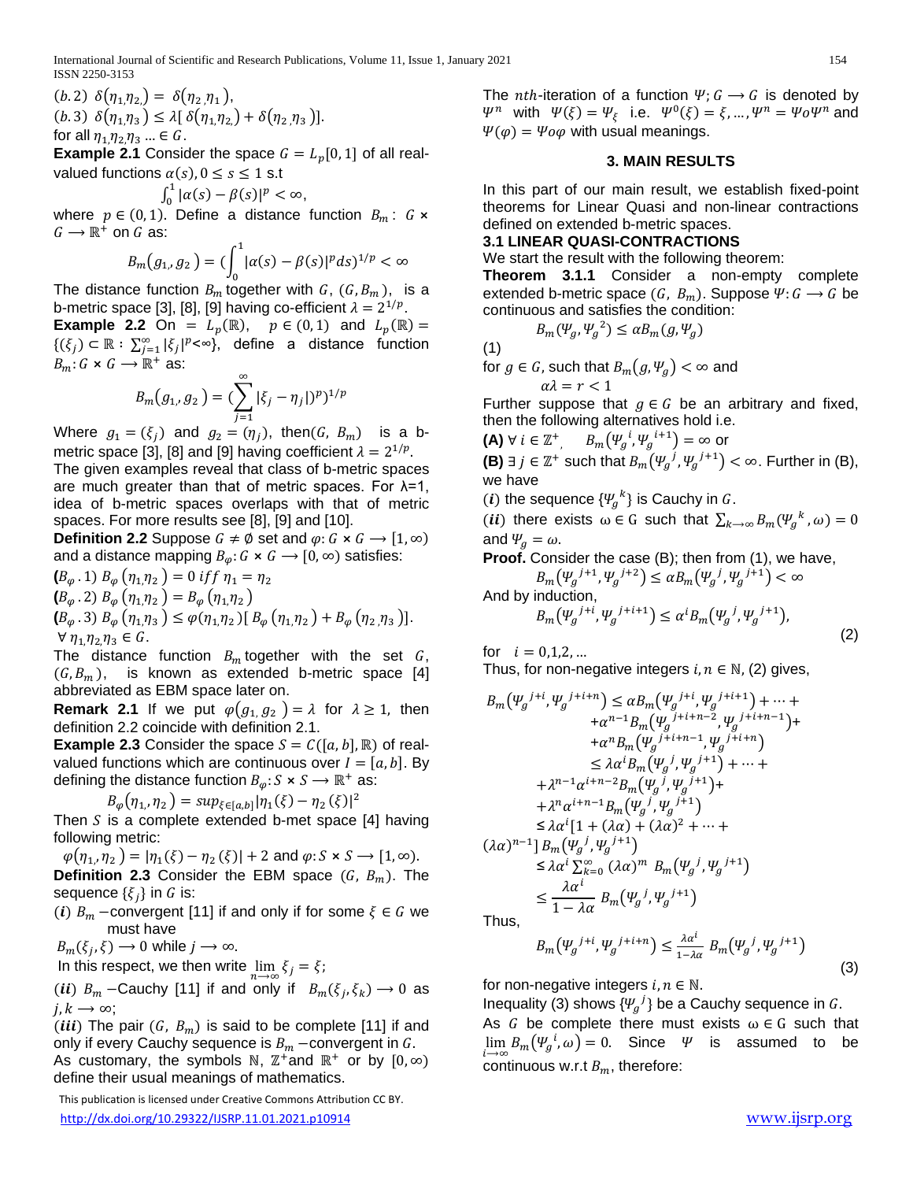(b.2) $\delta(\eta_1, \eta_2) = \delta(\eta_2, \eta_1)$,

(b.3) $\delta(\eta_1, \eta_3) \leq \lambda[\delta(\eta_1, \eta_2) + \delta(\eta_2, \eta_3)]$.

for all $\eta_1, \eta_2, \eta_3 \ldots \in G$.

**Example 2.1** Consider the space $G = L_p[0,1]$ of all real-valued functions $\alpha(s), 0 \leq s \leq 1$ s.t

$$\int_0^1 |\alpha(s) - \beta(s)|^p < \infty,$$

where $p \in (0,1)$. Define a distance function $B_m: G \times G \longrightarrow \mathbb{R}^+$ on $G$ as:

$$B_m(g_1, g_2) = (\int_0^1 |\alpha(s) - \beta(s)|^p ds)^{1/p} < \infty$$

The distance function $B_m$ together with $G$, $(G, B_m)$, is a b-metric space [3], [8], [9] having co-efficient $\lambda = 2^{1/p}$.

**Example 2.2** On $= L_p(\mathbb{R})$, $p \in (0,1)$ and $L_p(\mathbb{R}) = \{(\xi_j) \subset \mathbb{R} : \sum_{j=1}^{\infty} |\xi_j|^p < \infty\}$, define a distance function $B_m: G \times G \longrightarrow \mathbb{R}^+$ as:

$$B_m(g_1, g_2) = (\sum_{j=1}^{\infty} |\xi_j - \eta_j|)^p)^{1/p}$$

Where $g_1 = (\xi_j)$ and $g_2 = (\eta_j)$, then $(G, B_m)$ is a b-metric space [3], [8] and [9] having coefficient $\lambda = 2^{1/p}$.

The given examples reveal that class of b-metric spaces are much greater than that of metric spaces. For λ=1, idea of b-metric spaces overlaps with that of metric spaces. For more results see [8], [9] and [10].

**Definition 2.2** Suppose $G \neq \emptyset$ set and $\varphi: G \times G \longrightarrow [1, \infty)$ and a distance mapping $B_\varphi: G \times G \longrightarrow [0, \infty)$ satisfies:

$(B_\varphi.1)$ $B_\varphi(\eta_1, \eta_2) = 0$ $iff$ $\eta_1 = \eta_2$

$(B_\varphi.2)$ $B_\varphi(\eta_1, \eta_2) = B_\varphi(\eta_1, \eta_2)$

$(B_\varphi.3)$ $B_\varphi(\eta_1, \eta_3) \leq \varphi(\eta_1, \eta_2)[B_\varphi(\eta_1, \eta_2) + B_\varphi(\eta_2, \eta_3)]$.

$\forall \eta_1, \eta_2, \eta_3 \in G$.

The distance function $B_m$ together with the set $G$, $(G, B_m)$, is known as extended b-metric space [4] abbreviated as EBM space later on.

**Remark 2.1** If we put $\varphi(g_1, g_2) = \lambda$ for $\lambda \geq 1$, then definition 2.2 coincide with definition 2.1.

**Example 2.3** Consider the space $S = C([a,b], \mathbb{R})$ of real-valued functions which are continuous over $I = [a,b]$. By defining the distance function $B_\varphi: S \times S \longrightarrow \mathbb{R}^+$ as:

$$B_\varphi(\eta_1, \eta_2) = sup_{\xi \in [a,b]} |\eta_1(\xi) - \eta_2(\xi)|^2$$

Then $S$ is a complete extended b-met space [4] having following metric:

$\varphi(\eta_1, \eta_2) = |\eta_1(\xi) - \eta_2(\xi)| + 2$ and $\varphi: S \times S \longrightarrow [1, \infty)$.

**Definition 2.3** Consider the EBM space $(G, B_m)$. The sequence $\{\xi_j\}$ in $G$ is:

$(i)$ $B_m$ −convergent [11] if and only if for some $\xi \in G$ we must have

$B_m(\xi_j, \xi) \longrightarrow 0$ while $j \longrightarrow \infty$.

In this respect, we then write $\lim_{n \to \infty} \xi_j = \xi$;

$(ii)$ $B_m$ −Cauchy [11] if and only if $B_m(\xi_j, \xi_k) \longrightarrow 0$ as $j, k \longrightarrow \infty$;

$(iii)$ The pair $(G, B_m)$ is said to be complete [11] if and only if every Cauchy sequence is $B_m$ −convergent in $G$.

As customary, the symbols $\mathbb{N}$, $\mathbb{Z}^+$ and $\mathbb{R}^+$ or by $[0, \infty)$ define their usual meanings of mathematics.

The $nth$-iteration of a function $\Psi; G \longrightarrow G$ is denoted by $\Psi^n$ with $\Psi(\xi) = \Psi_\xi$ i.e. $\Psi^0(\xi) = \xi, \ldots, \Psi^n = \Psi o \Psi^n$ and $\Psi(\varphi) = \Psi o \varphi$ with usual meanings.

## 3. MAIN RESULTS

In this part of our main result, we establish fixed-point theorems for Linear Quasi and non-linear contractions defined on extended b-metric spaces.

### 3.1 LINEAR QUASI-CONTRACTIONS

We start the result with the following theorem:

**Theorem 3.1.1** Consider a non-empty complete extended b-metric space $(G, B_m)$. Suppose $\Psi: G \longrightarrow G$ be continuous and satisfies the condition:

$$B_m(\Psi_g, \Psi_g{}^2) \leq \alpha B_m(g, \Psi_g)$$

(1)

for $g \in G$, such that $B_m(g, \Psi_g) < \infty$ and

$$\alpha\lambda = r < 1$$

Further suppose that $g \in G$ be an arbitrary and fixed, then the following alternatives hold i.e.

**(A)** $\forall$ $i \in \mathbb{Z}^+$, $B_m(\Psi_g{}^i, \Psi_g{}^{i+1}) = \infty$ or

**(B)** $\exists$ $j \in \mathbb{Z}^+$ such that $B_m(\Psi_g{}^j, \Psi_g{}^{j+1}) < \infty$. Further in (B), we have

$(i)$ the sequence $\{\Psi_g{}^k\}$ is Cauchy in $G$.

$(ii)$ there exists $\omega \in G$ such that $\sum_{k \to \infty} B_m(\Psi_g{}^k, \omega) = 0$ and $\Psi_g = \omega$.

**Proof.** Consider the case (B); then from (1), we have,

$$B_m(\Psi_g{}^{j+1}, \Psi_g{}^{j+2}) \leq \alpha B_m(\Psi_g{}^j, \Psi_g{}^{j+1}) < \infty$$

And by induction,

$$B_m(\Psi_g{}^{j+i}, \Psi_g{}^{j+i+1}) \leq \alpha^i B_m(\Psi_g{}^j, \Psi_g{}^{j+1}), \tag{2}$$

for $i = 0, 1, 2, \ldots$

Thus, for non-negative integers $i, n \in \mathbb{N}$, (2) gives,

$$\begin{aligned}
B_m(\Psi_g{}^{j+i}, \Psi_g{}^{j+i+n}) &\leq \alpha B_m(\Psi_g{}^{j+i}, \Psi_g{}^{j+i+1}) + \cdots + \\
&\quad + \alpha^{n-1} B_m(\Psi_g{}^{j+i+n-2}, \Psi_g{}^{j+i+n-1}) + \\
&\quad + \alpha^n B_m(\Psi_g{}^{j+i+n-1}, \Psi_g{}^{j+i+n}) \\
&\leq \lambda \alpha^i B_m(\Psi_g{}^j, \Psi_g{}^{j+1}) + \cdots + \\
&\quad + \lambda^{n-1} \alpha^{i+n-2} B_m(\Psi_g{}^j, \Psi_g{}^{j+1}) + \\
&\quad + \lambda^n \alpha^{i+n-1} B_m(\Psi_g{}^j, \Psi_g{}^{j+1}) \\
&\leq \lambda \alpha^i [1 + (\lambda\alpha) + (\lambda\alpha)^2 + \cdots + \\
&\quad (\lambda\alpha)^{n-1}] B_m(\Psi_g{}^j, \Psi_g{}^{j+1}) \\
&\leq \lambda \alpha^i \sum_{k=0}^{\infty} (\lambda\alpha)^m \, B_m(\Psi_g{}^j, \Psi_g{}^{j+1}) \\
&\leq \frac{\lambda \alpha^i}{1 - \lambda\alpha} B_m(\Psi_g{}^j, \Psi_g{}^{j+1})
\end{aligned}$$

Thus,

$$B_m(\Psi_g{}^{j+i}, \Psi_g{}^{j+i+n}) \leq \frac{\lambda \alpha^i}{1 - \lambda\alpha} B_m(\Psi_g{}^j, \Psi_g{}^{j+1}) \tag{3}$$

for non-negative integers $i, n \in \mathbb{N}$.

Inequality (3) shows $\{\Psi_g{}^j\}$ be a Cauchy sequence in $G$.

As $G$ be complete there must exists $\omega \in G$ such that $\lim_{i \to \infty} B_m(\Psi_g{}^i, \omega) = 0$. Since $\Psi$ is assumed to be continuous w.r.t $B_m$, therefore: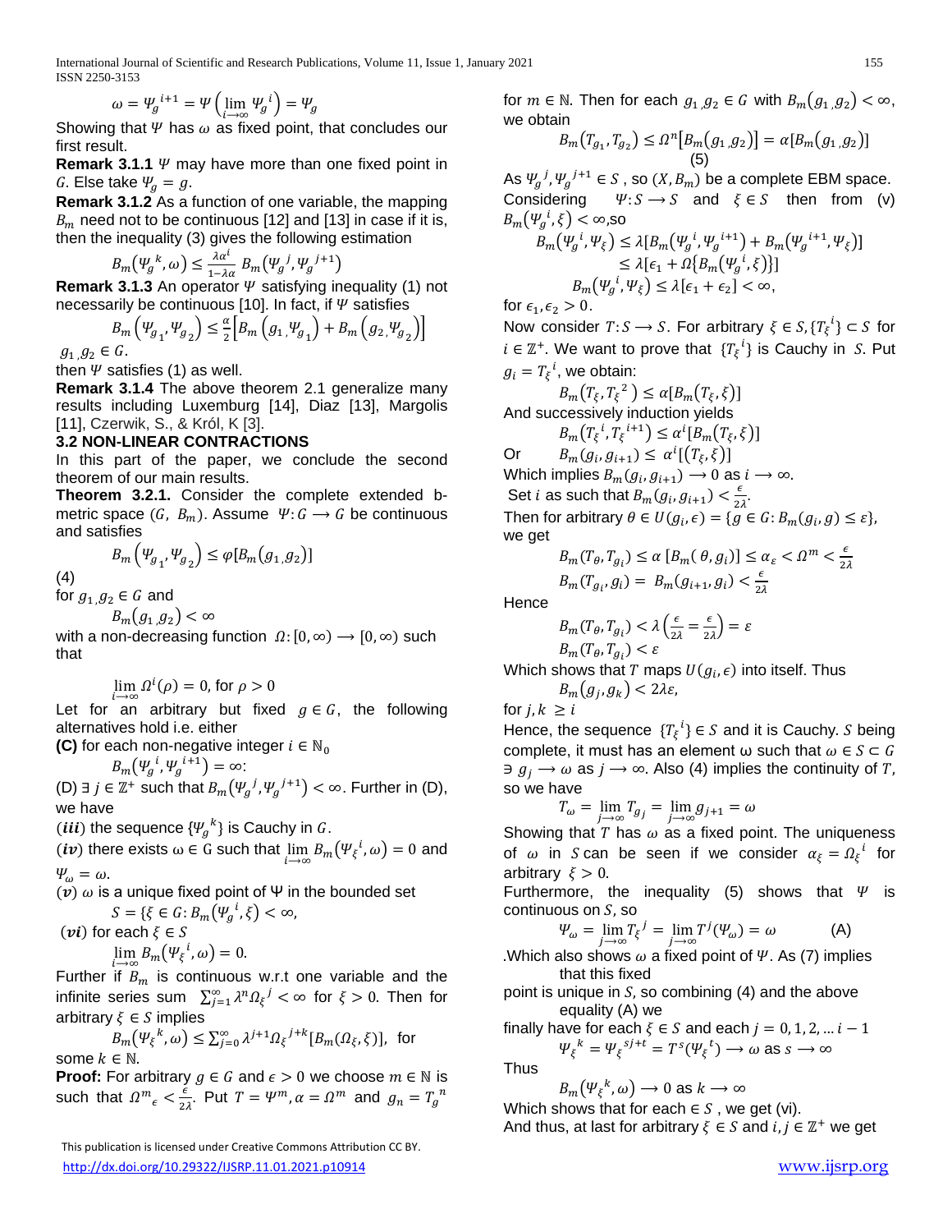$$\omega = \Psi_g^{\ i+1} = \Psi\left(\lim_{i\to\infty} \Psi_g^{\ i}\right) = \Psi_g$$

Showing that $\Psi$ has $\omega$ as fixed point, that concludes our first result.

**Remark 3.1.1** $\Psi$ may have more than one fixed point in $G$. Else take $\Psi_g = g$.

**Remark 3.1.2** As a function of one variable, the mapping $B_m$ need not to be continuous [12] and [13] in case if it is, then the inequality (3) gives the following estimation

$$B_m\left(\Psi_g^{\ k}, \omega\right) \le \frac{\lambda\alpha^i}{1-\lambda\alpha} B_m\left(\Psi_g^{\ j}, \Psi_g^{\ j+1}\right)$$

**Remark 3.1.3** An operator $\Psi$ satisfying inequality (1) not necessarily be continuous [10]. In fact, if $\Psi$ satisfies

$$B_m\left(\Psi_{g_1}, \Psi_{g_2}\right) \le \frac{\alpha}{2}\left[B_m\left(g_1, \Psi_{g_1}\right) + B_m\left(g_2, \Psi_{g_2}\right)\right]$$

$g_1, g_2 \in G$.

then $\Psi$ satisfies (1) as well.

**Remark 3.1.4** The above theorem 2.1 generalize many results including Luxemburg [14], Diaz [13], Margolis [11], Czerwik, S., & Król, K [3].

### 3.2 NON-LINEAR CONTRACTIONS

In this part of the paper, we conclude the second theorem of our main results.

**Theorem 3.2.1.** Consider the complete extended b-metric space $(G,\ B_m)$. Assume $\Psi: G \longrightarrow G$ be continuous and satisfies

$$B_m\left(\Psi_{g_1}, \Psi_{g_2}\right) \le \varphi[B_m(g_1, g_2)]$$

(4)

for $g_1, g_2 \in G$ and

$$B_m(g_1, g_2) < \infty$$

with a non-decreasing function $\Omega: [0,\infty) \longrightarrow [0,\infty)$ such that

$$\lim_{i\to\infty} \Omega^i(\rho) = 0, \text{ for } \rho > 0$$

Let for an arbitrary but fixed $g \in G$, the following alternatives hold i.e. either

**(C)** for each non-negative integer $i \in \mathbb{N}_0$

$$B_m\left(\Psi_g^{\ i}, \Psi_g^{\ i+1}\right) = \infty:$$

(D) $\exists\ j \in \mathbb{Z}^+$ such that $B_m\left(\Psi_g^{\ j}, \Psi_g^{\ j+1}\right) < \infty$. Further in (D), we have

$(iii)$ the sequence $\{\Psi_g^{\ k}\}$ is Cauchy in $G$.

$(iv)$ there exists $\omega \in G$ such that $\lim_{i\to\infty} B_m\left(\Psi_\xi^{\ i}, \omega\right) = 0$ and $\Psi_\omega = \omega$.

$(v)$ $\omega$ is a unique fixed point of $\Psi$ in the bounded set

$$S = \{\xi \in G: B_m\left(\Psi_g^{\ i}, \xi\right) < \infty,$$

$(vi)$ for each $\xi \in S$

$$\lim_{i\to\infty} B_m\left(\Psi_\xi^{\ i}, \omega\right) = 0.$$

Further if $B_m$ is continuous w.r.t one variable and the infinite series sum $\sum_{j=1}^{\infty} \lambda^n \Omega_\xi^{\ j} < \infty$ for $\xi > 0$. Then for arbitrary $\xi \in S$ implies

$$B_m\left(\Psi_\xi^{\ k}, \omega\right) \le \sum_{j=0}^{\infty} \lambda^{j+1} \Omega_\xi^{\ j+k}[B_m(\Omega_\xi, \xi)], \text{ for}$$

some $k \in \mathbb{N}$.

**Proof:** For arbitrary $g \in G$ and $\epsilon > 0$ we choose $m \in \mathbb{N}$ is such that $\Omega^m{}_\epsilon < \frac{\epsilon}{2\lambda}$. Put $T = \Psi^m, \alpha = \Omega^m$ and $g_n = T_g^{\ n}$ for $m \in \mathbb{N}$. Then for each $g_1, g_2 \in G$ with $B_m(g_1, g_2) < \infty$, we obtain

$$B_m\left(T_{g_1}, T_{g_2}\right) \le \Omega^n[B_m(g_1, g_2)] = \alpha[B_m(g_1, g_2)] \tag{5}$$

As $\Psi_g^{\ j}, \Psi_g^{\ j+1} \in S$, so $(X, B_m)$ be a complete EBM space. Considering $\Psi: S \longrightarrow S$ and $\xi \in S$ then from (v) $B_m\left(\Psi_g^{\ i}, \xi\right) < \infty$,so

$$B_m\left(\Psi_g^{\ i}, \Psi_\xi\right) \le \lambda\left[B_m\left(\Psi_g^{\ i}, \Psi_g^{\ i+1}\right) + B_m\left(\Psi_g^{\ i+1}, \Psi_\xi\right)\right]$$
$$\le \lambda\left[\epsilon_1 + \Omega\left\{B_m\left(\Psi_g^{\ i}, \xi\right)\right\}\right]$$
$$B_m\left(\Psi_g^{\ i}, \Psi_\xi\right) \le \lambda[\epsilon_1 + \epsilon_2] < \infty,$$

for $\epsilon_1, \epsilon_2 > 0$.

Now consider $T: S \longrightarrow S$. For arbitrary $\xi \in S, \{T_\xi^{\ i}\} \subset S$ for $i \in \mathbb{Z}^+$. We want to prove that $\{T_\xi^{\ i}\}$ is Cauchy in $S$. Put $g_i = T_\xi^{\ i}$, we obtain:

$$B_m\left(T_\xi, T_\xi^{\ 2}\right) \le \alpha[B_m(T_\xi, \xi)]$$

And successively induction yields

$$B_m\left(T_\xi^{\ i}, T_\xi^{\ i+1}\right) \le \alpha^i[B_m(T_\xi, \xi)]$$

Or $\quad B_m(g_i, g_{i+1}) \le \alpha^i[(T_\xi, \xi)]$

Which implies $B_m(g_i, g_{i+1}) \longrightarrow 0$ as $i \longrightarrow \infty$.

Set $i$ as such that $B_m(g_i, g_{i+1}) < \frac{\epsilon}{2\lambda}$.

Then for arbitrary $\theta \in U(g_i, \epsilon) = \{g \in G: B_m(g_i, g) \le \varepsilon\}$, we get

$$B_m(T_\theta, T_{g_i}) \le \alpha\left[B_m(\theta, g_i)\right] \le \alpha_\varepsilon < \Omega^m < \frac{\epsilon}{2\lambda}$$
$$B_m(T_{g_i}, g_i) = B_m(g_{i+1}, g_i) < \frac{\epsilon}{2\lambda}$$

Hence

$$B_m(T_\theta, T_{g_i}) < \lambda\left(\frac{\epsilon}{2\lambda} = \frac{\epsilon}{2\lambda}\right) = \varepsilon$$
$$B_m(T_\theta, T_{g_i}) < \varepsilon$$

Which shows that $T$ maps $U(g_i, \epsilon)$ into itself. Thus

$$B_m(g_j, g_k) < 2\lambda\varepsilon,$$

for $j, k \ge i$

Hence, the sequence $\{T_\xi^{\ i}\} \in S$ and it is Cauchy. $S$ being complete, it must has an element ω such that $\omega \in S \subset G$ $\ni g_j \longrightarrow \omega$ as $j \longrightarrow \infty$. Also (4) implies the continuity of $T$, so we have

$$T_\omega = \lim_{j\to\infty} T_{g_j} = \lim_{j\to\infty} g_{j+1} = \omega$$

Showing that $T$ has $\omega$ as a fixed point. The uniqueness of $\omega$ in $S$ can be seen if we consider $\alpha_\xi = \Omega_\xi^{\ i}$ for arbitrary $\xi > 0$.

Furthermore, the inequality (5) shows that $\Psi$ is continuous on $S$, so

$$\Psi_\omega = \lim_{j\to\infty} T_\xi^{\ j} = \lim_{j\to\infty} T^j(\Psi_\omega) = \omega \tag{A}$$

.Which also shows $\omega$ a fixed point of $\Psi$. As (7) implies that this fixed point is unique in $S$, so combining (4) and the above equality (A) we finally have for each $\xi \in S$ and each $j = 0, 1, 2, \ldots i-1$

$$\Psi_\xi^{\ k} = \Psi_\xi^{\ sj+t} = T^s\left(\Psi_\xi^{\ t}\right) \longrightarrow \omega \text{ as } s \longrightarrow \infty$$

Thus

$$B_m\left(\Psi_\xi^{\ k}, \omega\right) \longrightarrow 0 \text{ as } k \longrightarrow \infty$$

Which shows that for each $\in S$ , we get (vi).

And thus, at last for arbitrary $\xi \in S$ and $i, j \in \mathbb{Z}^+$ we get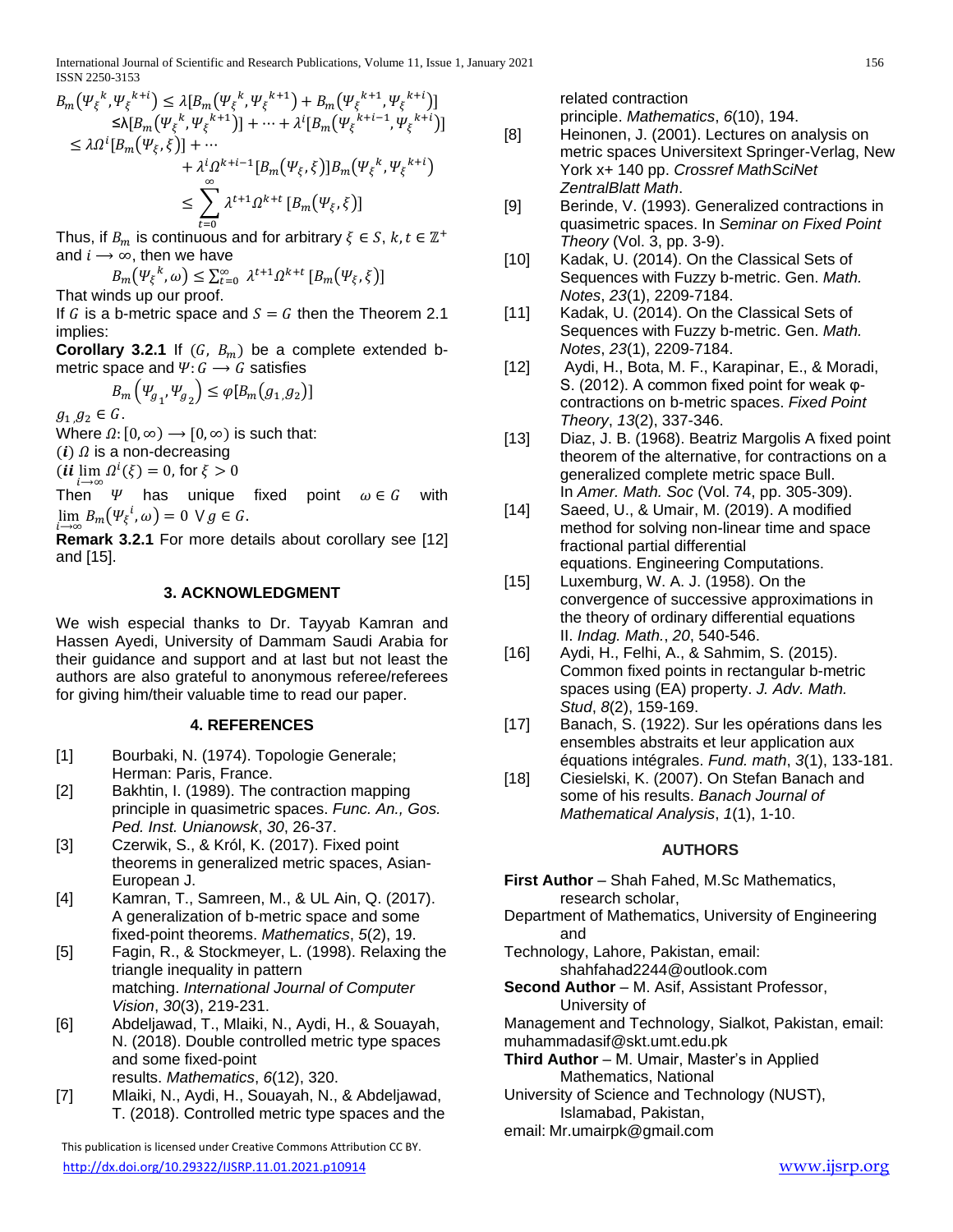$$B_m(\Psi_\xi{}^k, \Psi_\xi{}^{k+i}) \leq \lambda[B_m(\Psi_\xi{}^k, \Psi_\xi{}^{k+1}) + B_m(\Psi_\xi{}^{k+1}, \Psi_\xi{}^{k+i})]$$

$$\leq \lambda[B_m(\Psi_\xi{}^k, \Psi_\xi{}^{k+1})] + \cdots + \lambda^i[B_m(\Psi_\xi{}^{k+i-1}, \Psi_\xi{}^{k+i})]$$

$$\leq \lambda \Omega^i[B_m(\Psi_\xi, \xi)] + \cdots$$

$$+ \lambda^i \Omega^{k+i-1}[B_m(\Psi_\xi, \xi)] B_m(\Psi_\xi{}^k, \Psi_\xi{}^{k+i})$$

$$\leq \sum_{t=0}^{\infty} \lambda^{t+1} \Omega^{k+t}[B_m(\Psi_\xi, \xi)]$$

Thus, if $B_m$ is continuous and for arbitrary $\xi \in S$, $k, t \in \mathbb{Z}^+$ and $i \longrightarrow \infty$, then we have

$$B_m(\Psi_\xi{}^k, \omega) \leq \sum_{t=0}^{\infty} \lambda^{t+1} \Omega^{k+t}[B_m(\Psi_\xi, \xi)]$$

That winds up our proof.

If $G$ is a b-metric space and $S = G$ then the Theorem 2.1 implies:

**Corollary 3.2.1** If $(G, B_m)$ be a complete extended b-metric space and $\Psi: G \longrightarrow G$ satisfies

$$B_m(\Psi_{g_1}, \Psi_{g_2}) \leq \varphi[B_m(g_1, g_2)]$$

$g_1, g_2 \in G$.

Where $\Omega: [0, \infty) \longrightarrow [0, \infty)$ is such that:

$(i)$ $\Omega$ is a non-decreasing

$(ii$ $\lim_{i \to \infty} \Omega^i(\xi) = 0$, for $\xi > 0$

Then $\Psi$ has unique fixed point $\omega \in G$ with $\lim_{i \to \infty} B_m(\Psi_\xi{}^i, \omega) = 0 \ \forall g \in G$.

**Remark 3.2.1** For more details about corollary see [12] and [15].

## 3. ACKNOWLEDGMENT

We wish especial thanks to Dr. Tayyab Kamran and Hassen Ayedi, University of Dammam Saudi Arabia for their guidance and support and at last but not least the authors are also grateful to anonymous referee/referees for giving him/their valuable time to read our paper.

## 4. REFERENCES

[1] Bourbaki, N. (1974). Topologie Generale; Herman: Paris, France.

[2] Bakhtin, I. (1989). The contraction mapping principle in quasimetric spaces. *Func. An., Gos. Ped. Inst. Unianowsk*, *30*, 26-37.

[3] Czerwik, S., & Król, K. (2017). Fixed point theorems in generalized metric spaces, Asian-European J.

[4] Kamran, T., Samreen, M., & UL Ain, Q. (2017). A generalization of b-metric space and some fixed-point theorems. *Mathematics*, *5*(2), 19.

[5] Fagin, R., & Stockmeyer, L. (1998). Relaxing the triangle inequality in pattern matching. *International Journal of Computer Vision*, *30*(3), 219-231.

[6] Abdeljawad, T., Mlaiki, N., Aydi, H., & Souayah, N. (2018). Double controlled metric type spaces and some fixed-point results. *Mathematics*, *6*(12), 320.

[7] Mlaiki, N., Aydi, H., Souayah, N., & Abdeljawad, T. (2018). Controlled metric type spaces and the related contraction principle. *Mathematics*, *6*(10), 194.

[8] Heinonen, J. (2001). Lectures on analysis on metric spaces Universitext Springer-Verlag, New York x+ 140 pp. *Crossref MathSciNet ZentralBlatt Math*.

[9] Berinde, V. (1993). Generalized contractions in quasimetric spaces. In *Seminar on Fixed Point Theory* (Vol. 3, pp. 3-9).

[10] Kadak, U. (2014). On the Classical Sets of Sequences with Fuzzy b-metric. Gen. *Math. Notes*, *23*(1), 2209-7184.

[11] Kadak, U. (2014). On the Classical Sets of Sequences with Fuzzy b-metric. Gen. *Math. Notes*, *23*(1), 2209-7184.

[12] Aydi, H., Bota, M. F., Karapinar, E., & Moradi, S. (2012). A common fixed point for weak φ-contractions on b-metric spaces. *Fixed Point Theory*, *13*(2), 337-346.

[13] Diaz, J. B. (1968). Beatriz Margolis A fixed point theorem of the alternative, for contractions on a generalized complete metric space Bull. In *Amer. Math. Soc* (Vol. 74, pp. 305-309).

[14] Saeed, U., & Umair, M. (2019). A modified method for solving non-linear time and space fractional partial differential equations. Engineering Computations.

[15] Luxemburg, W. A. J. (1958). On the convergence of successive approximations in the theory of ordinary differential equations II. *Indag. Math.*, *20*, 540-546.

[16] Aydi, H., Felhi, A., & Sahmim, S. (2015). Common fixed points in rectangular b-metric spaces using (EA) property. *J. Adv. Math. Stud*, *8*(2), 159-169.

[17] Banach, S. (1922). Sur les opérations dans les ensembles abstraits et leur application aux équations intégrales. *Fund. math*, *3*(1), 133-181.

[18] Ciesielski, K. (2007). On Stefan Banach and some of his results. *Banach Journal of Mathematical Analysis*, *1*(1), 1-10.

## AUTHORS

**First Author** – Shah Fahed, M.Sc Mathematics, research scholar, Department of Mathematics, University of Engineering and Technology, Lahore, Pakistan, email: shahfahad2244@outlook.com

**Second Author** – M. Asif, Assistant Professor, University of Management and Technology, Sialkot, Pakistan, email: muhammadasif@skt.umt.edu.pk

**Third Author** – M. Umair, Master's in Applied Mathematics, National University of Science and Technology (NUST), Islamabad, Pakistan, email: Mr.umairpk@gmail.com